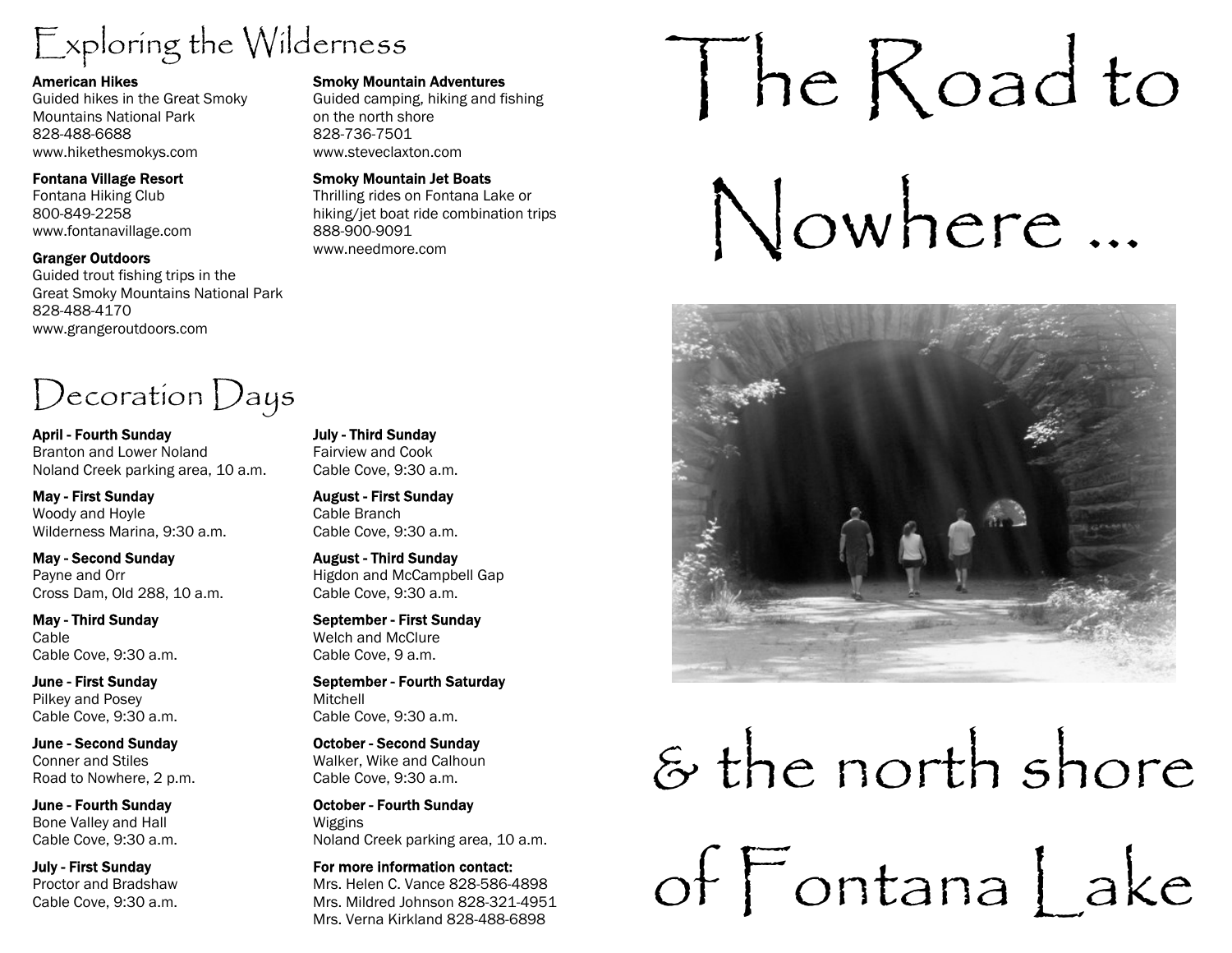## Exploring the Wilderness

**American Hikes**
Guided hikes in the Great Smoky Mountains National Park
828-488-6688
www.hikethesmokys.com

**Fontana Village Resort**
Fontana Hiking Club
800-849-2258
www.fontanavillage.com

**Granger Outdoors**
Guided trout fishing trips in the Great Smoky Mountains National Park
828-488-4170
www.grangeroutdoors.com

**Smoky Mountain Adventures**
Guided camping, hiking and fishing on the north shore
828-736-7501
www.steveclaxton.com

**Smoky Mountain Jet Boats**
Thrilling rides on Fontana Lake or hiking/jet boat ride combination trips
888-900-9091
www.needmore.com

## Decoration Days

**April - Fourth Sunday**
Branton and Lower Noland
Noland Creek parking area, 10 a.m.

**May - First Sunday**
Woody and Hoyle
Wilderness Marina, 9:30 a.m.

**May - Second Sunday**
Payne and Orr
Cross Dam, Old 288, 10 a.m.

**May - Third Sunday**
Cable
Cable Cove, 9:30 a.m.

**June - First Sunday**
Pilkey and Posey
Cable Cove, 9:30 a.m.

**June - Second Sunday**
Conner and Stiles
Road to Nowhere, 2 p.m.

**June - Fourth Sunday**
Bone Valley and Hall
Cable Cove, 9:30 a.m.

**July - First Sunday**
Proctor and Bradshaw
Cable Cove, 9:30 a.m.

**July - Third Sunday**
Fairview and Cook
Cable Cove, 9:30 a.m.

**August - First Sunday**
Cable Branch
Cable Cove, 9:30 a.m.

**August - Third Sunday**
Higdon and McCampbell Gap
Cable Cove, 9:30 a.m.

**September - First Sunday**
Welch and McClure
Cable Cove, 9 a.m.

**September - Fourth Saturday**
Mitchell
Cable Cove, 9:30 a.m.

**October - Second Sunday**
Walker, Wike and Calhoun
Cable Cove, 9:30 a.m.

**October - Fourth Sunday**
Wiggins
Noland Creek parking area, 10 a.m.

**For more information contact:**
Mrs. Helen C. Vance 828-586-4898
Mrs. Mildred Johnson 828-321-4951
Mrs. Verna Kirkland 828-488-6898

# The Road to Nowhere ...

# & the north shore of Fontana Lake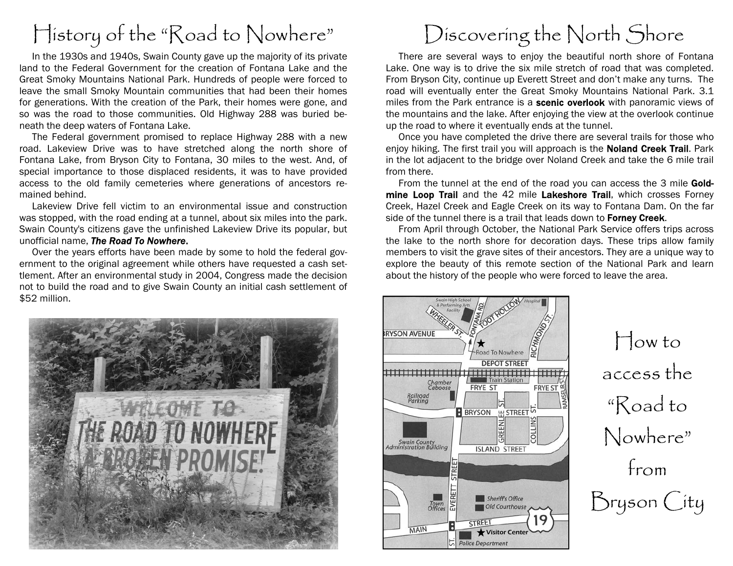# History of the "Road to Nowhere"

In the 1930s and 1940s, Swain County gave up the majority of its private land to the Federal Government for the creation of Fontana Lake and the Great Smoky Mountains National Park. Hundreds of people were forced to leave the small Smoky Mountain communities that had been their homes for generations. With the creation of the Park, their homes were gone, and so was the road to those communities. Old Highway 288 was buried beneath the deep waters of Fontana Lake.

The Federal government promised to replace Highway 288 with a new road. Lakeview Drive was to have stretched along the north shore of Fontana Lake, from Bryson City to Fontana, 30 miles to the west. And, of special importance to those displaced residents, it was to have provided access to the old family cemeteries where generations of ancestors remained behind.

Lakeview Drive fell victim to an environmental issue and construction was stopped, with the road ending at a tunnel, about six miles into the park. Swain County's citizens gave the unfinished Lakeview Drive its popular, but unofficial name, ***The Road To Nowhere***.

Over the years efforts have been made by some to hold the federal government to the original agreement while others have requested a cash settlement. After an environmental study in 2004, Congress made the decision not to build the road and to give Swain County an initial cash settlement of $52 million.

WELCOME TO
THE ROAD TO NOWHERE
A BROKEN PROMISE!

# Discovering the North Shore

There are several ways to enjoy the beautiful north shore of Fontana Lake. One way is to drive the six mile stretch of road that was completed. From Bryson City, continue up Everett Street and don't make any turns. The road will eventually enter the Great Smoky Mountains National Park. 3.1 miles from the Park entrance is a **scenic overlook** with panoramic views of the mountains and the lake. After enjoying the view at the overlook continue up the road to where it eventually ends at the tunnel.

Once you have completed the drive there are several trails for those who enjoy hiking. The first trail you will approach is the **Noland Creek Trail**. Park in the lot adjacent to the bridge over Noland Creek and take the 6 mile trail from there.

From the tunnel at the end of the road you can access the 3 mile **Goldmine Loop Trail** and the 42 mile **Lakeshore Trail**, which crosses Forney Creek, Hazel Creek and Eagle Creek on its way to Fontana Dam. On the far side of the tunnel there is a trail that leads down to **Forney Creek**.

From April through October, the National Park Service offers trips across the lake to the north shore for decoration days. These trips allow family members to visit the grave sites of their ancestors. They are a unique way to explore the beauty of this remote section of the National Park and learn about the history of the people who were forced to leave the area.

Swain High School & Performing Arts Facility
Hospital
Wheeler St.
Fontana Rd.
Toot Hollow
Richmond St.
Bryson Avenue
Road To Nowhere
Depot Street
Train Station
Chamber Caboose
Frye St
Frye St
Ramseur St.
Railroad Parking
Bryson Street
Greenlee St.
Collins St.
Swain County Administration Building
Island Street
Everett Street
Sheriff's Office
Old Courthouse
Town Offices
19
Main Street
St.
Visitor Center
Police Department

## How to access the "Road to Nowhere" from Bryson City